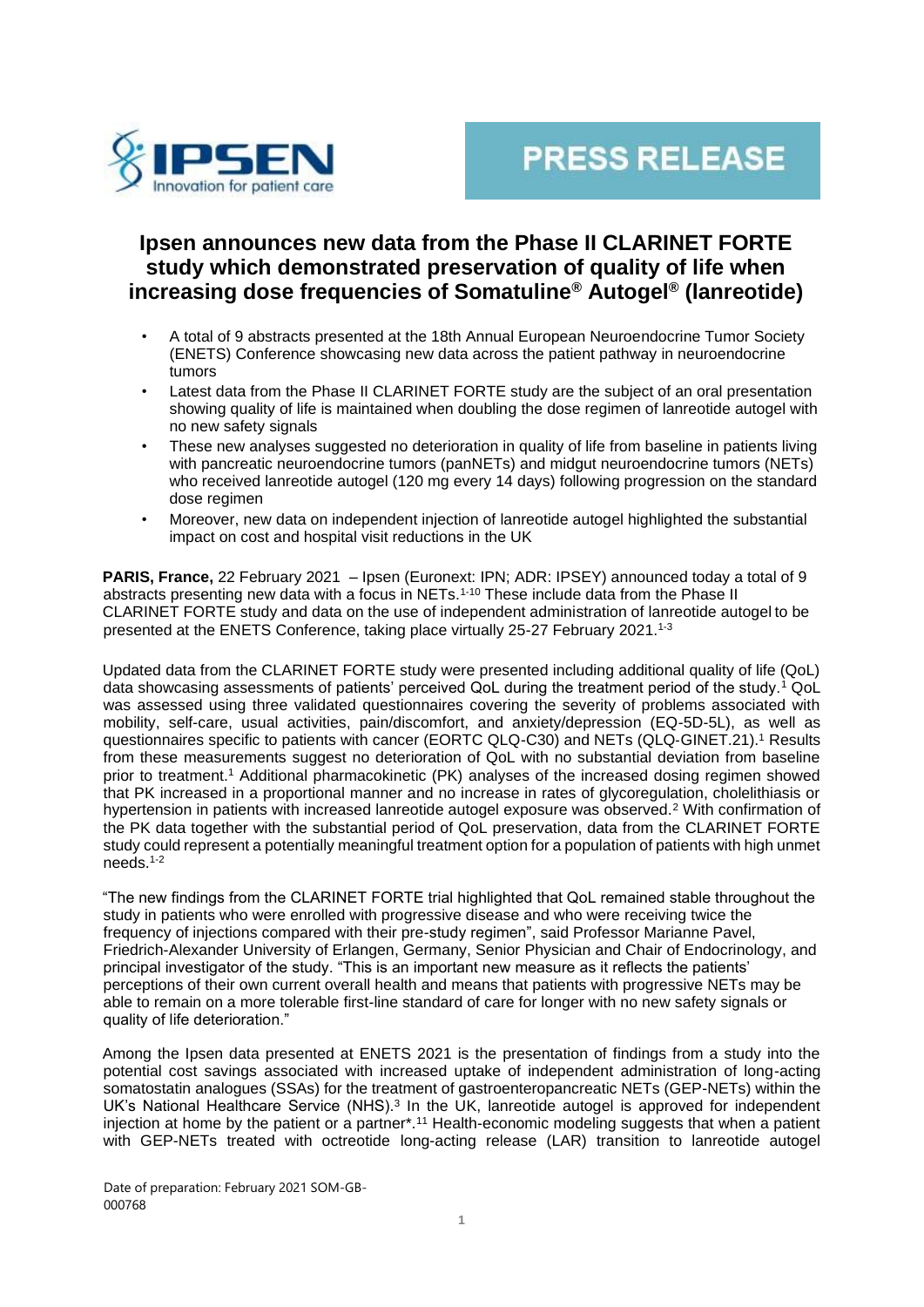**PRESS RELEASE**

# Ipsen announces new data from the Phase II CLARINET FORTE study which demonstrated preservation of quality of life when increasing dose frequencies of Somatuline® Autogel® (lanreotide)

- A total of 9 abstracts presented at the 18th Annual European Neuroendocrine Tumor Society (ENETS) Conference showcasing new data across the patient pathway in neuroendocrine tumors
- Latest data from the Phase II CLARINET FORTE study are the subject of an oral presentation showing quality of life is maintained when doubling the dose regimen of lanreotide autogel with no new safety signals
- These new analyses suggested no deterioration in quality of life from baseline in patients living with pancreatic neuroendocrine tumors (panNETs) and midgut neuroendocrine tumors (NETs) who received lanreotide autogel (120 mg every 14 days) following progression on the standard dose regimen
- Moreover, new data on independent injection of lanreotide autogel highlighted the substantial impact on cost and hospital visit reductions in the UK

**PARIS, France,** 22 February 2021 – Ipsen (Euronext: IPN; ADR: IPSEY) announced today a total of 9 abstracts presenting new data with a focus in NETs.[1-10] These include data from the Phase II CLARINET FORTE study and data on the use of independent administration of lanreotide autogel to be presented at the ENETS Conference, taking place virtually 25-27 February 2021.[1-3]

Updated data from the CLARINET FORTE study were presented including additional quality of life (QoL) data showcasing assessments of patients' perceived QoL during the treatment period of the study.[1] QoL was assessed using three validated questionnaires covering the severity of problems associated with mobility, self-care, usual activities, pain/discomfort, and anxiety/depression (EQ-5D-5L), as well as questionnaires specific to patients with cancer (EORTC QLQ-C30) and NETs (QLQ-GINET.21).[1] Results from these measurements suggest no deterioration of QoL with no substantial deviation from baseline prior to treatment.[1] Additional pharmacokinetic (PK) analyses of the increased dosing regimen showed that PK increased in a proportional manner and no increase in rates of glycoregulation, cholelithiasis or hypertension in patients with increased lanreotide autogel exposure was observed.[2] With confirmation of the PK data together with the substantial period of QoL preservation, data from the CLARINET FORTE study could represent a potentially meaningful treatment option for a population of patients with high unmet needs.[1-2]

"The new findings from the CLARINET FORTE trial highlighted that QoL remained stable throughout the study in patients who were enrolled with progressive disease and who were receiving twice the frequency of injections compared with their pre-study regimen", said Professor Marianne Pavel, Friedrich-Alexander University of Erlangen, Germany, Senior Physician and Chair of Endocrinology, and principal investigator of the study. "This is an important new measure as it reflects the patients' perceptions of their own current overall health and means that patients with progressive NETs may be able to remain on a more tolerable first-line standard of care for longer with no new safety signals or quality of life deterioration."

Among the Ipsen data presented at ENETS 2021 is the presentation of findings from a study into the potential cost savings associated with increased uptake of independent administration of long-acting somatostatin analogues (SSAs) for the treatment of gastroenteropancreatic NETs (GEP-NETs) within the UK's National Healthcare Service (NHS).[3] In the UK, lanreotide autogel is approved for independent injection at home by the patient or a partner*.[11] Health-economic modeling suggests that when a patient with GEP-NETs treated with octreotide long-acting release (LAR) transition to lanreotide autogel

Date of preparation: February 2021 SOM-GB-000768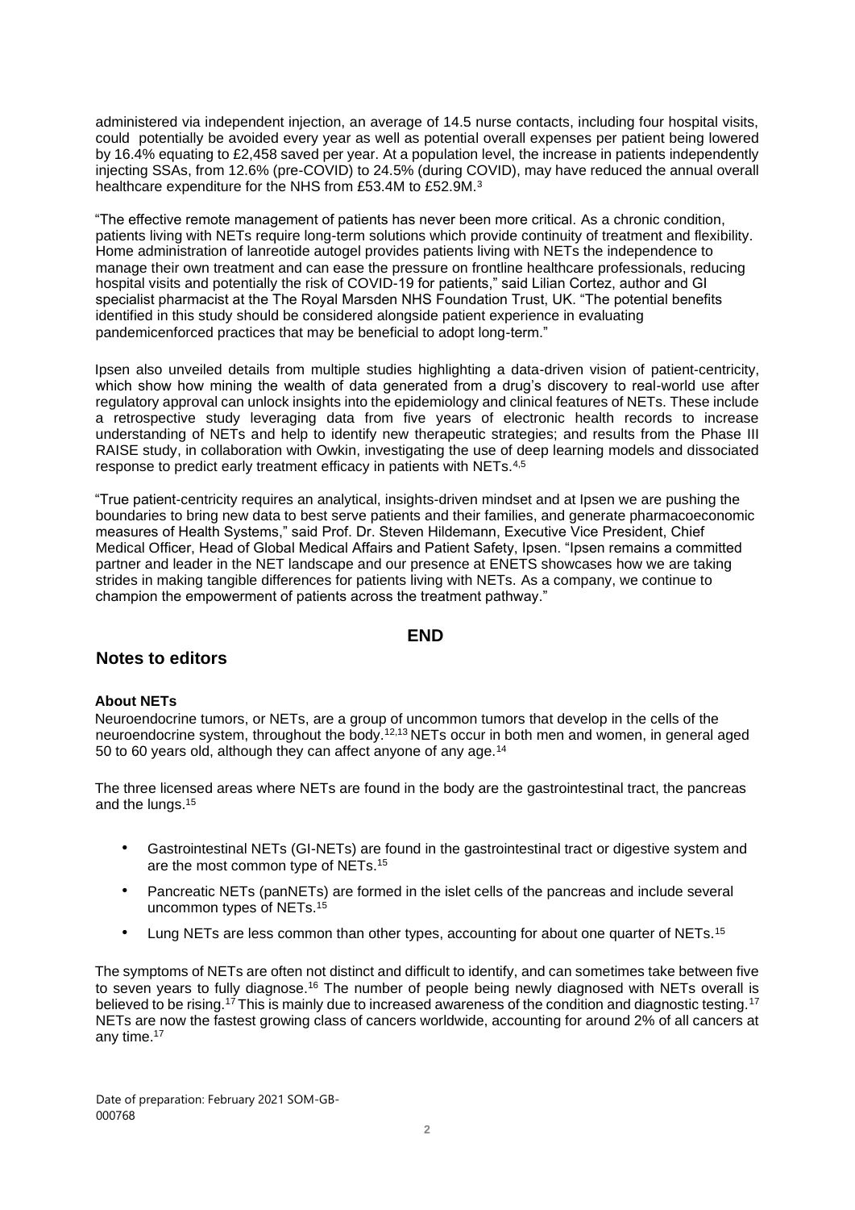administered via independent injection, an average of 14.5 nurse contacts, including four hospital visits, could potentially be avoided every year as well as potential overall expenses per patient being lowered by 16.4% equating to £2,458 saved per year. At a population level, the increase in patients independently injecting SSAs, from 12.6% (pre-COVID) to 24.5% (during COVID), may have reduced the annual overall healthcare expenditure for the NHS from £53.4M to £52.9M.[3]

"The effective remote management of patients has never been more critical. As a chronic condition, patients living with NETs require long-term solutions which provide continuity of treatment and flexibility. Home administration of lanreotide autogel provides patients living with NETs the independence to manage their own treatment and can ease the pressure on frontline healthcare professionals, reducing hospital visits and potentially the risk of COVID-19 for patients," said Lilian Cortez, author and GI specialist pharmacist at the The Royal Marsden NHS Foundation Trust, UK. "The potential benefits identified in this study should be considered alongside patient experience in evaluating pandemicenforced practices that may be beneficial to adopt long-term."

Ipsen also unveiled details from multiple studies highlighting a data-driven vision of patient-centricity, which show how mining the wealth of data generated from a drug's discovery to real-world use after regulatory approval can unlock insights into the epidemiology and clinical features of NETs. These include a retrospective study leveraging data from five years of electronic health records to increase understanding of NETs and help to identify new therapeutic strategies; and results from the Phase III RAISE study, in collaboration with Owkin, investigating the use of deep learning models and dissociated response to predict early treatment efficacy in patients with NETs.[4,5]

"True patient-centricity requires an analytical, insights-driven mindset and at Ipsen we are pushing the boundaries to bring new data to best serve patients and their families, and generate pharmacoeconomic measures of Health Systems," said Prof. Dr. Steven Hildemann, Executive Vice President, Chief Medical Officer, Head of Global Medical Affairs and Patient Safety, Ipsen. "Ipsen remains a committed partner and leader in the NET landscape and our presence at ENETS showcases how we are taking strides in making tangible differences for patients living with NETs. As a company, we continue to champion the empowerment of patients across the treatment pathway."

**END**

## Notes to editors

**About NETs**

Neuroendocrine tumors, or NETs, are a group of uncommon tumors that develop in the cells of the neuroendocrine system, throughout the body.[12,13] NETs occur in both men and women, in general aged 50 to 60 years old, although they can affect anyone of any age.[14]

The three licensed areas where NETs are found in the body are the gastrointestinal tract, the pancreas and the lungs.[15]

- Gastrointestinal NETs (GI-NETs) are found in the gastrointestinal tract or digestive system and are the most common type of NETs.[15]
- Pancreatic NETs (panNETs) are formed in the islet cells of the pancreas and include several uncommon types of NETs.[15]
- Lung NETs are less common than other types, accounting for about one quarter of NETs.[15]

The symptoms of NETs are often not distinct and difficult to identify, and can sometimes take between five to seven years to fully diagnose.[16] The number of people being newly diagnosed with NETs overall is believed to be rising.[17] This is mainly due to increased awareness of the condition and diagnostic testing.[17] NETs are now the fastest growing class of cancers worldwide, accounting for around 2% of all cancers at any time.[17]

Date of preparation: February 2021 SOM-GB-000768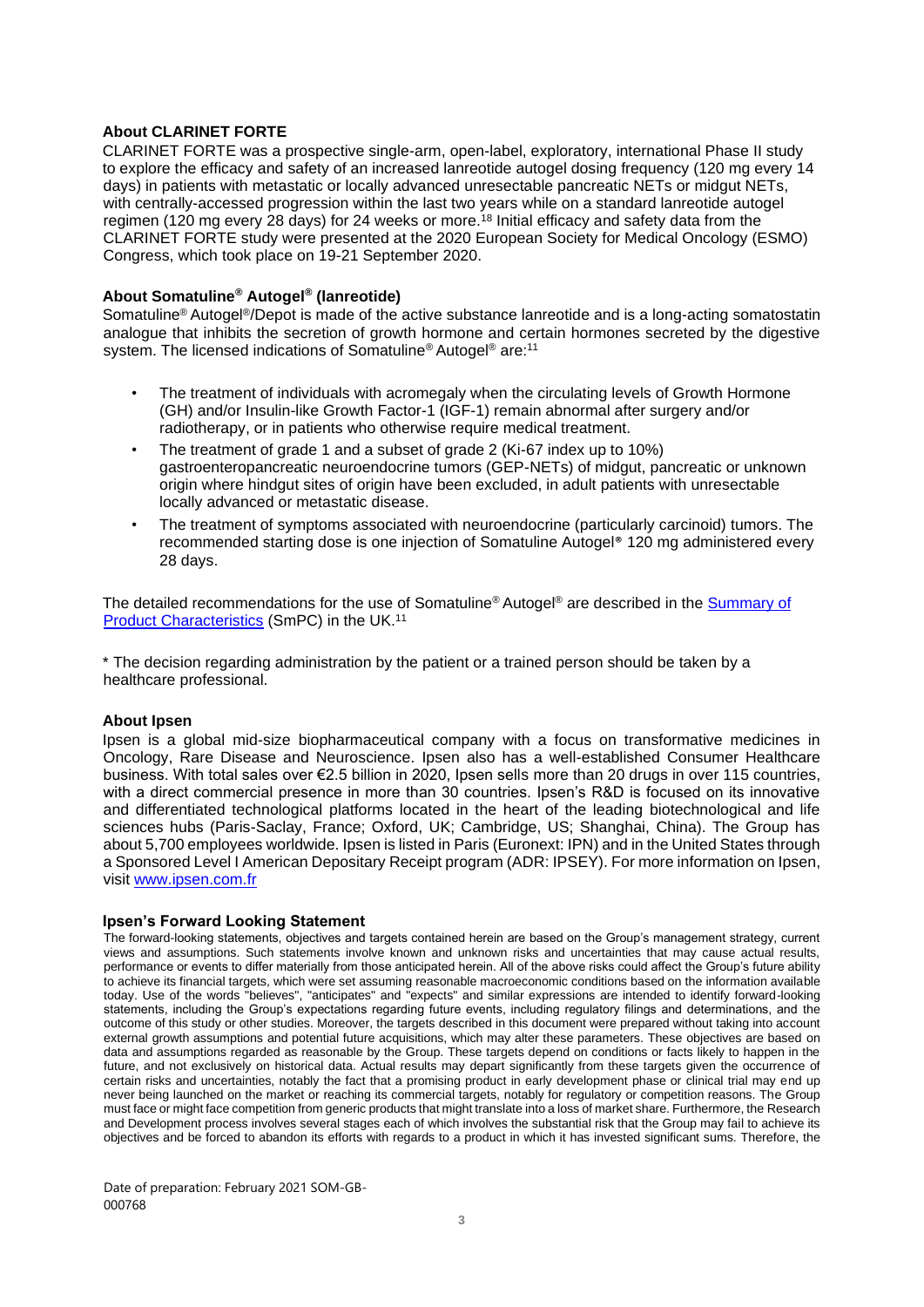### About CLARINET FORTE

CLARINET FORTE was a prospective single-arm, open-label, exploratory, international Phase II study to explore the efficacy and safety of an increased lanreotide autogel dosing frequency (120 mg every 14 days) in patients with metastatic or locally advanced unresectable pancreatic NETs or midgut NETs, with centrally-accessed progression within the last two years while on a standard lanreotide autogel regimen (120 mg every 28 days) for 24 weeks or more.[18] Initial efficacy and safety data from the CLARINET FORTE study were presented at the 2020 European Society for Medical Oncology (ESMO) Congress, which took place on 19-21 September 2020.

### About Somatuline® Autogel® (lanreotide)

Somatuline® Autogel®/Depot is made of the active substance lanreotide and is a long-acting somatostatin analogue that inhibits the secretion of growth hormone and certain hormones secreted by the digestive system. The licensed indications of Somatuline® Autogel® are:[11]

- The treatment of individuals with acromegaly when the circulating levels of Growth Hormone (GH) and/or Insulin-like Growth Factor-1 (IGF-1) remain abnormal after surgery and/or radiotherapy, or in patients who otherwise require medical treatment.
- The treatment of grade 1 and a subset of grade 2 (Ki-67 index up to 10%) gastroenteropancreatic neuroendocrine tumors (GEP-NETs) of midgut, pancreatic or unknown origin where hindgut sites of origin have been excluded, in adult patients with unresectable locally advanced or metastatic disease.
- The treatment of symptoms associated with neuroendocrine (particularly carcinoid) tumors. The recommended starting dose is one injection of Somatuline Autogel® 120 mg administered every 28 days.

The detailed recommendations for the use of Somatuline® Autogel® are described in the Summary of Product Characteristics (SmPC) in the UK.[11]

* The decision regarding administration by the patient or a trained person should be taken by a healthcare professional.

### About Ipsen

Ipsen is a global mid-size biopharmaceutical company with a focus on transformative medicines in Oncology, Rare Disease and Neuroscience. Ipsen also has a well-established Consumer Healthcare business. With total sales over €2.5 billion in 2020, Ipsen sells more than 20 drugs in over 115 countries, with a direct commercial presence in more than 30 countries. Ipsen's R&D is focused on its innovative and differentiated technological platforms located in the heart of the leading biotechnological and life sciences hubs (Paris-Saclay, France; Oxford, UK; Cambridge, US; Shanghai, China). The Group has about 5,700 employees worldwide. Ipsen is listed in Paris (Euronext: IPN) and in the United States through a Sponsored Level I American Depositary Receipt program (ADR: IPSEY). For more information on Ipsen, visit www.ipsen.com.fr

### Ipsen's Forward Looking Statement

The forward-looking statements, objectives and targets contained herein are based on the Group's management strategy, current views and assumptions. Such statements involve known and unknown risks and uncertainties that may cause actual results, performance or events to differ materially from those anticipated herein. All of the above risks could affect the Group's future ability to achieve its financial targets, which were set assuming reasonable macroeconomic conditions based on the information available today. Use of the words "believes", "anticipates" and "expects" and similar expressions are intended to identify forward-looking statements, including the Group's expectations regarding future events, including regulatory filings and determinations, and the outcome of this study or other studies. Moreover, the targets described in this document were prepared without taking into account external growth assumptions and potential future acquisitions, which may alter these parameters. These objectives are based on data and assumptions regarded as reasonable by the Group. These targets depend on conditions or facts likely to happen in the future, and not exclusively on historical data. Actual results may depart significantly from these targets given the occurrence of certain risks and uncertainties, notably the fact that a promising product in early development phase or clinical trial may end up never being launched on the market or reaching its commercial targets, notably for regulatory or competition reasons. The Group must face or might face competition from generic products that might translate into a loss of market share. Furthermore, the Research and Development process involves several stages each of which involves the substantial risk that the Group may fail to achieve its objectives and be forced to abandon its efforts with regards to a product in which it has invested significant sums. Therefore, the

Date of preparation: February 2021 SOM-GB-000768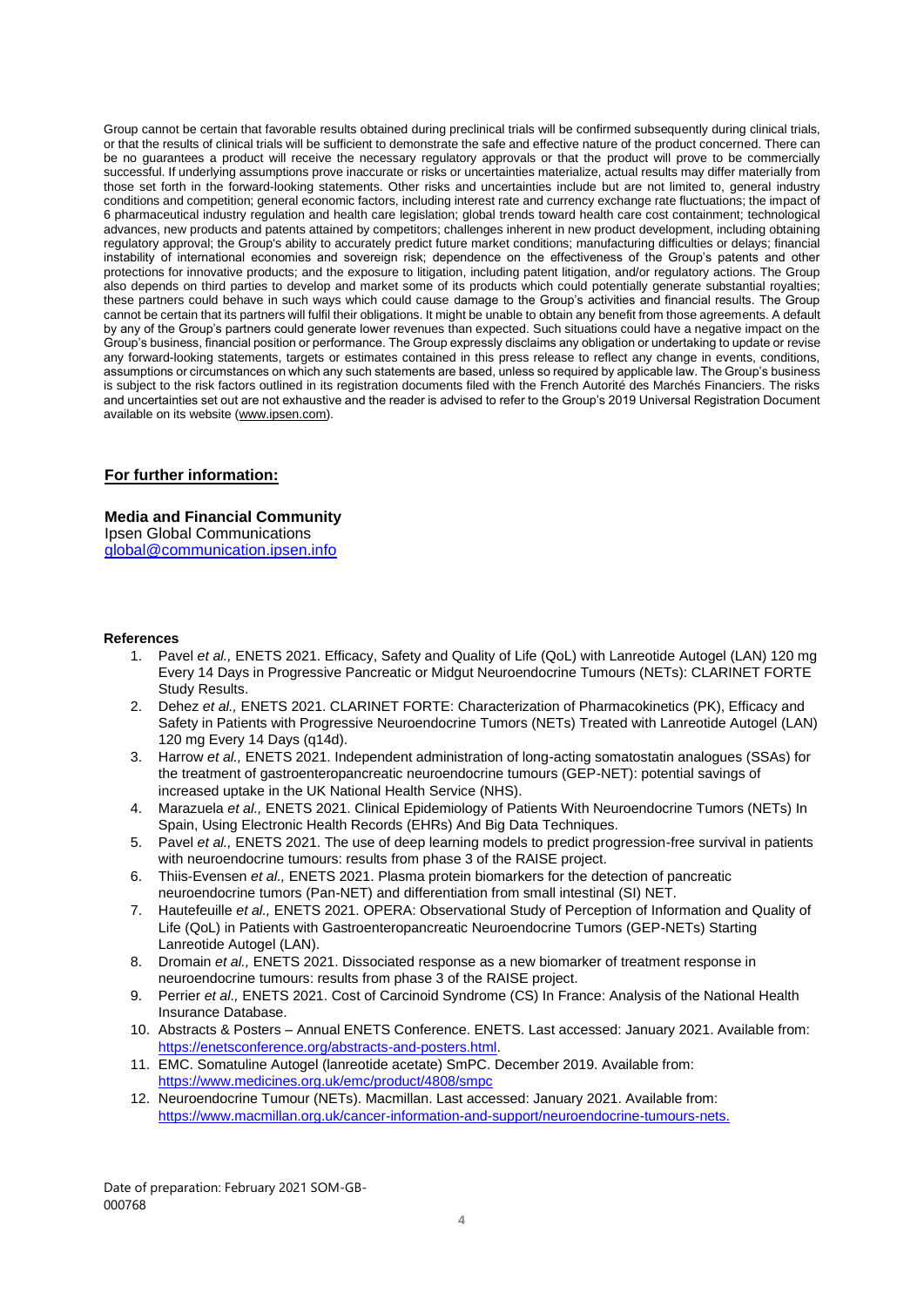Group cannot be certain that favorable results obtained during preclinical trials will be confirmed subsequently during clinical trials, or that the results of clinical trials will be sufficient to demonstrate the safe and effective nature of the product concerned. There can be no guarantees a product will receive the necessary regulatory approvals or that the product will prove to be commercially successful. If underlying assumptions prove inaccurate or risks or uncertainties materialize, actual results may differ materially from those set forth in the forward-looking statements. Other risks and uncertainties include but are not limited to, general industry conditions and competition; general economic factors, including interest rate and currency exchange rate fluctuations; the impact of 6 pharmaceutical industry regulation and health care legislation; global trends toward health care cost containment; technological advances, new products and patents attained by competitors; challenges inherent in new product development, including obtaining regulatory approval; the Group's ability to accurately predict future market conditions; manufacturing difficulties or delays; financial instability of international economies and sovereign risk; dependence on the effectiveness of the Group's patents and other protections for innovative products; and the exposure to litigation, including patent litigation, and/or regulatory actions. The Group also depends on third parties to develop and market some of its products which could potentially generate substantial royalties; these partners could behave in such ways which could cause damage to the Group's activities and financial results. The Group cannot be certain that its partners will fulfil their obligations. It might be unable to obtain any benefit from those agreements. A default by any of the Group's partners could generate lower revenues than expected. Such situations could have a negative impact on the Group's business, financial position or performance. The Group expressly disclaims any obligation or undertaking to update or revise any forward-looking statements, targets or estimates contained in this press release to reflect any change in events, conditions, assumptions or circumstances on which any such statements are based, unless so required by applicable law. The Group's business is subject to the risk factors outlined in its registration documents filed with the French Autorité des Marchés Financiers. The risks and uncertainties set out are not exhaustive and the reader is advised to refer to the Group's 2019 Universal Registration Document available on its website (www.ipsen.com).

**For further information:**

**Media and Financial Community**
Ipsen Global Communications
global@communication.ipsen.info

**References**

1. Pavel *et al.,* ENETS 2021. Efficacy, Safety and Quality of Life (QoL) with Lanreotide Autogel (LAN) 120 mg Every 14 Days in Progressive Pancreatic or Midgut Neuroendocrine Tumours (NETs): CLARINET FORTE Study Results.
2. Dehez *et al.,* ENETS 2021. CLARINET FORTE: Characterization of Pharmacokinetics (PK), Efficacy and Safety in Patients with Progressive Neuroendocrine Tumors (NETs) Treated with Lanreotide Autogel (LAN) 120 mg Every 14 Days (q14d).
3. Harrow *et al.,* ENETS 2021. Independent administration of long-acting somatostatin analogues (SSAs) for the treatment of gastroenteropancreatic neuroendocrine tumours (GEP-NET): potential savings of increased uptake in the UK National Health Service (NHS).
4. Marazuela *et al.,* ENETS 2021. Clinical Epidemiology of Patients With Neuroendocrine Tumors (NETs) In Spain, Using Electronic Health Records (EHRs) And Big Data Techniques.
5. Pavel *et al.,* ENETS 2021. The use of deep learning models to predict progression-free survival in patients with neuroendocrine tumours: results from phase 3 of the RAISE project.
6. Thiis-Evensen *et al.,* ENETS 2021. Plasma protein biomarkers for the detection of pancreatic neuroendocrine tumors (Pan-NET) and differentiation from small intestinal (SI) NET.
7. Hautefeuille *et al.,* ENETS 2021. OPERA: Observational Study of Perception of Information and Quality of Life (QoL) in Patients with Gastroenteropancreatic Neuroendocrine Tumors (GEP-NETs) Starting Lanreotide Autogel (LAN).
8. Dromain *et al.,* ENETS 2021. Dissociated response as a new biomarker of treatment response in neuroendocrine tumours: results from phase 3 of the RAISE project.
9. Perrier *et al.,* ENETS 2021. Cost of Carcinoid Syndrome (CS) In France: Analysis of the National Health Insurance Database.
10. Abstracts & Posters – Annual ENETS Conference. ENETS. Last accessed: January 2021. Available from: https://enetsconference.org/abstracts-and-posters.html.
11. EMC. Somatuline Autogel (lanreotide acetate) SmPC. December 2019. Available from: https://www.medicines.org.uk/emc/product/4808/smpc
12. Neuroendocrine Tumour (NETs). Macmillan. Last accessed: January 2021. Available from: https://www.macmillan.org.uk/cancer-information-and-support/neuroendocrine-tumours-nets.

Date of preparation: February 2021 SOM-GB-000768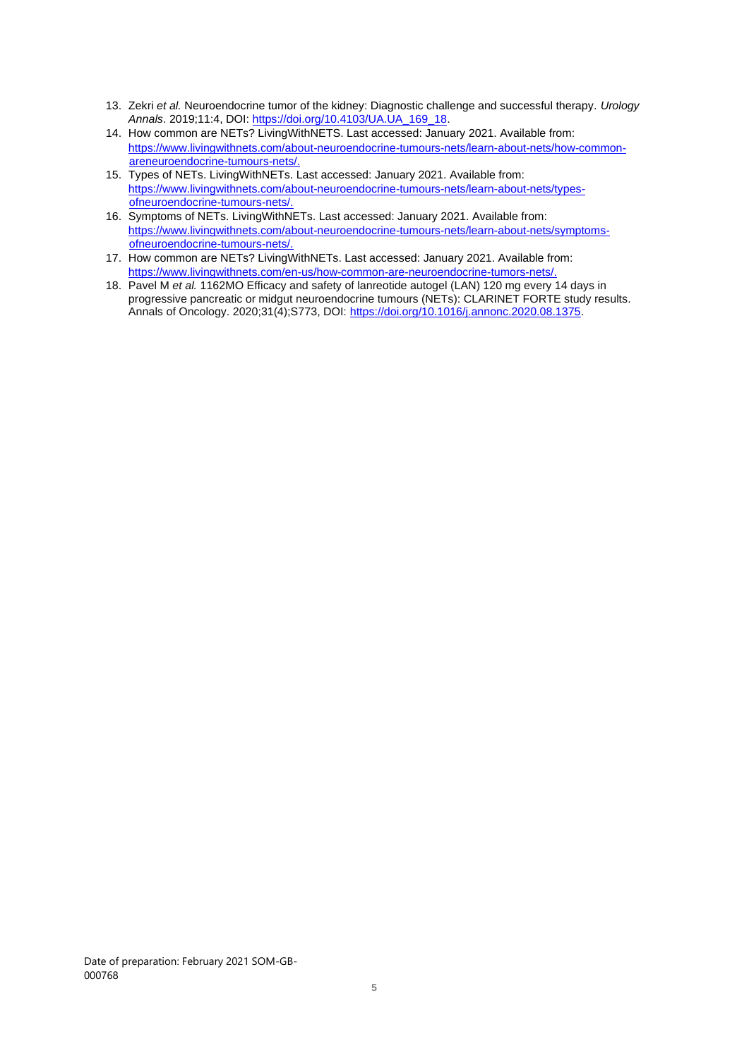13. Zekri *et al.* Neuroendocrine tumor of the kidney: Diagnostic challenge and successful therapy. *Urology Annals*. 2019;11:4, DOI: https://doi.org/10.4103/UA.UA_169_18.
14. How common are NETs? LivingWithNETS. Last accessed: January 2021. Available from: https://www.livingwithnets.com/about-neuroendocrine-tumours-nets/learn-about-nets/how-common-areneuroendocrine-tumours-nets/.
15. Types of NETs. LivingWithNETs. Last accessed: January 2021. Available from: https://www.livingwithnets.com/about-neuroendocrine-tumours-nets/learn-about-nets/types-ofneuroendocrine-tumours-nets/.
16. Symptoms of NETs. LivingWithNETs. Last accessed: January 2021. Available from: https://www.livingwithnets.com/about-neuroendocrine-tumours-nets/learn-about-nets/symptoms-ofneuroendocrine-tumours-nets/.
17. How common are NETs? LivingWithNETs. Last accessed: January 2021. Available from: https://www.livingwithnets.com/en-us/how-common-are-neuroendocrine-tumors-nets/.
18. Pavel M *et al.* 1162MO Efficacy and safety of lanreotide autogel (LAN) 120 mg every 14 days in progressive pancreatic or midgut neuroendocrine tumours (NETs): CLARINET FORTE study results. Annals of Oncology. 2020;31(4);S773, DOI: https://doi.org/10.1016/j.annonc.2020.08.1375.

Date of preparation: February 2021 SOM-GB-000768